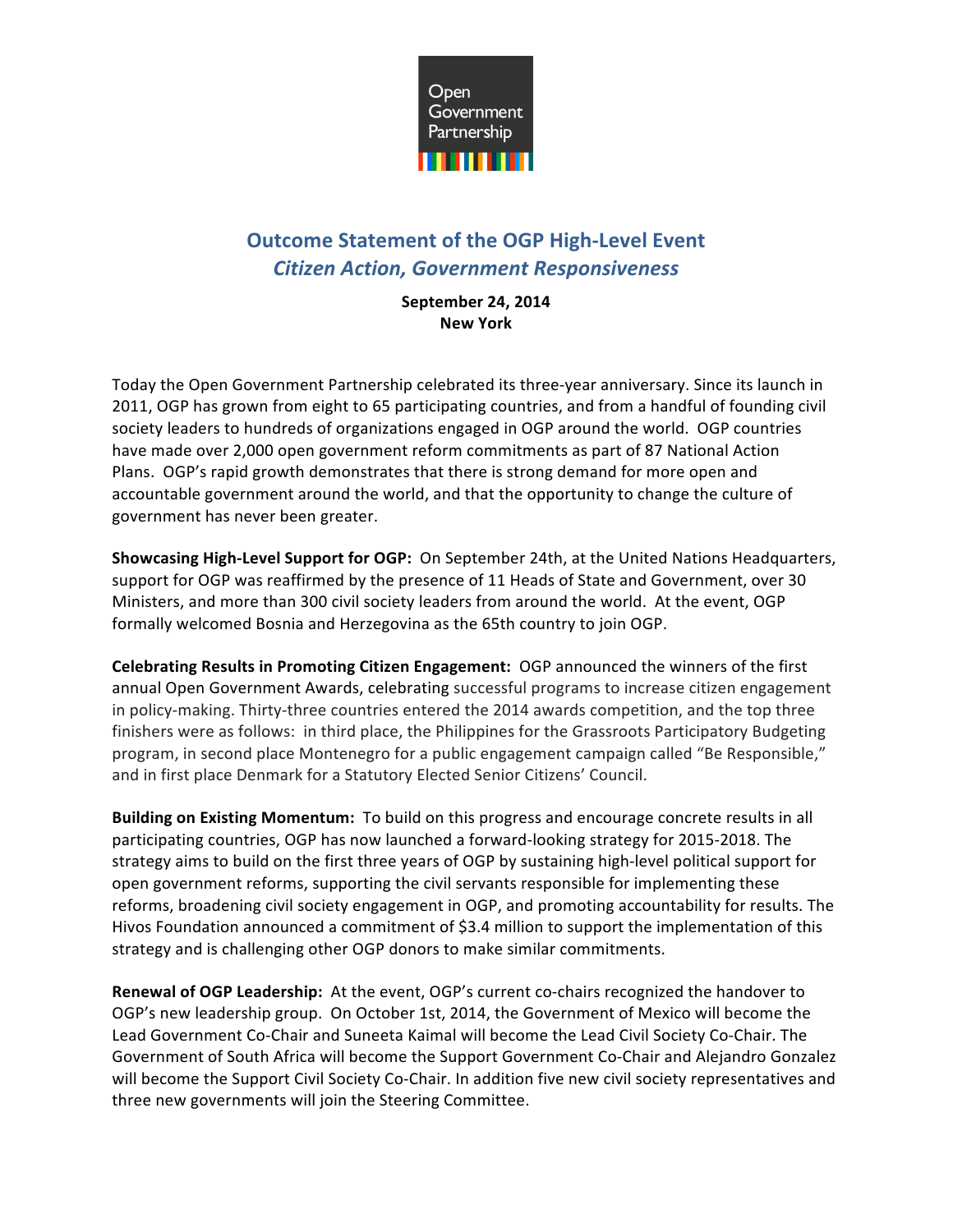# Outcome Statement of the OGP High-Level Event

## *Citizen Action, Government Responsiveness*

**September 24, 2014**
**New York**

Today the Open Government Partnership celebrated its three-year anniversary. Since its launch in 2011, OGP has grown from eight to 65 participating countries, and from a handful of founding civil society leaders to hundreds of organizations engaged in OGP around the world. OGP countries have made over 2,000 open government reform commitments as part of 87 National Action Plans. OGP's rapid growth demonstrates that there is strong demand for more open and accountable government around the world, and that the opportunity to change the culture of government has never been greater.

**Showcasing High-Level Support for OGP:** On September 24th, at the United Nations Headquarters, support for OGP was reaffirmed by the presence of 11 Heads of State and Government, over 30 Ministers, and more than 300 civil society leaders from around the world. At the event, OGP formally welcomed Bosnia and Herzegovina as the 65th country to join OGP.

**Celebrating Results in Promoting Citizen Engagement:** OGP announced the winners of the first annual Open Government Awards, celebrating successful programs to increase citizen engagement in policy-making. Thirty-three countries entered the 2014 awards competition, and the top three finishers were as follows: in third place, the Philippines for the Grassroots Participatory Budgeting program, in second place Montenegro for a public engagement campaign called "Be Responsible," and in first place Denmark for a Statutory Elected Senior Citizens' Council.

**Building on Existing Momentum:** To build on this progress and encourage concrete results in all participating countries, OGP has now launched a forward-looking strategy for 2015-2018. The strategy aims to build on the first three years of OGP by sustaining high-level political support for open government reforms, supporting the civil servants responsible for implementing these reforms, broadening civil society engagement in OGP, and promoting accountability for results. The Hivos Foundation announced a commitment of $3.4 million to support the implementation of this strategy and is challenging other OGP donors to make similar commitments.

**Renewal of OGP Leadership:** At the event, OGP's current co-chairs recognized the handover to OGP's new leadership group. On October 1st, 2014, the Government of Mexico will become the Lead Government Co-Chair and Suneeta Kaimal will become the Lead Civil Society Co-Chair. The Government of South Africa will become the Support Government Co-Chair and Alejandro Gonzalez will become the Support Civil Society Co-Chair. In addition five new civil society representatives and three new governments will join the Steering Committee.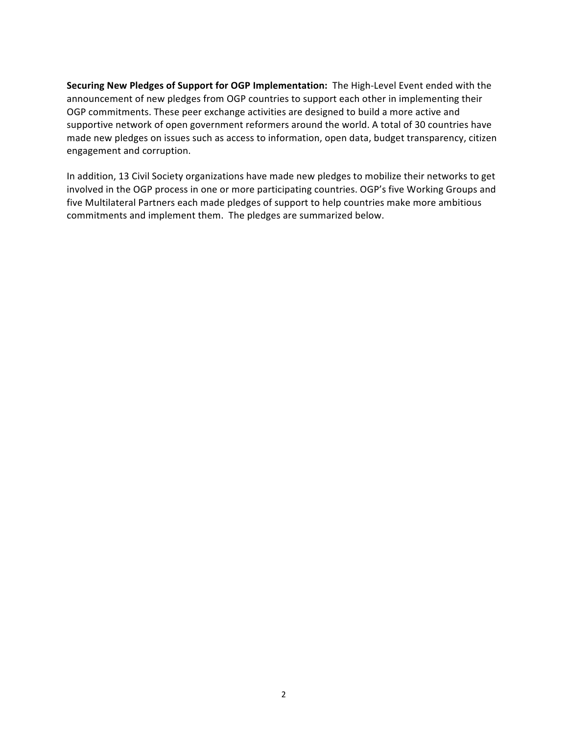**Securing New Pledges of Support for OGP Implementation:** The High-Level Event ended with the announcement of new pledges from OGP countries to support each other in implementing their OGP commitments. These peer exchange activities are designed to build a more active and supportive network of open government reformers around the world. A total of 30 countries have made new pledges on issues such as access to information, open data, budget transparency, citizen engagement and corruption.

In addition, 13 Civil Society organizations have made new pledges to mobilize their networks to get involved in the OGP process in one or more participating countries. OGP's five Working Groups and five Multilateral Partners each made pledges of support to help countries make more ambitious commitments and implement them. The pledges are summarized below.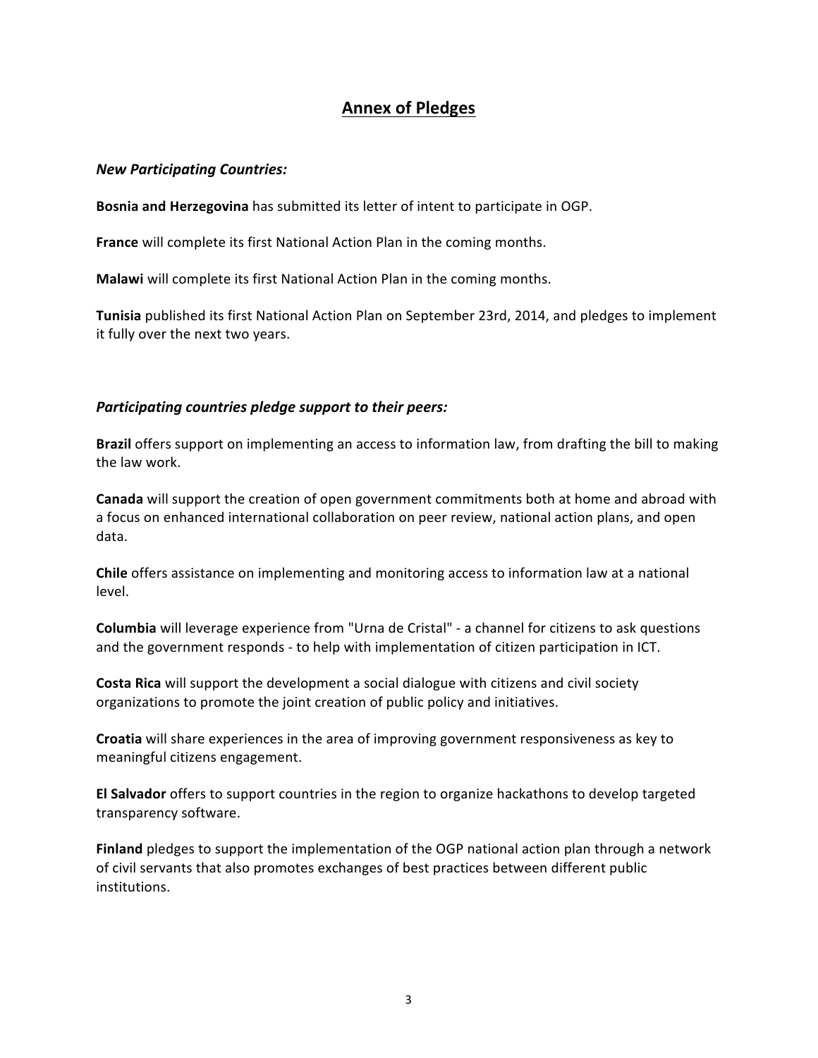## Annex of Pledges

### *New Participating Countries:*

**Bosnia and Herzegovina** has submitted its letter of intent to participate in OGP.

**France** will complete its first National Action Plan in the coming months.

**Malawi** will complete its first National Action Plan in the coming months.

**Tunisia** published its first National Action Plan on September 23rd, 2014, and pledges to implement it fully over the next two years.

### *Participating countries pledge support to their peers:*

**Brazil** offers support on implementing an access to information law, from drafting the bill to making the law work.

**Canada** will support the creation of open government commitments both at home and abroad with a focus on enhanced international collaboration on peer review, national action plans, and open data.

**Chile** offers assistance on implementing and monitoring access to information law at a national level.

**Columbia** will leverage experience from "Urna de Cristal" - a channel for citizens to ask questions and the government responds - to help with implementation of citizen participation in ICT.

**Costa Rica** will support the development a social dialogue with citizens and civil society organizations to promote the joint creation of public policy and initiatives.

**Croatia** will share experiences in the area of improving government responsiveness as key to meaningful citizens engagement.

**El Salvador** offers to support countries in the region to organize hackathons to develop targeted transparency software.

**Finland** pledges to support the implementation of the OGP national action plan through a network of civil servants that also promotes exchanges of best practices between different public institutions.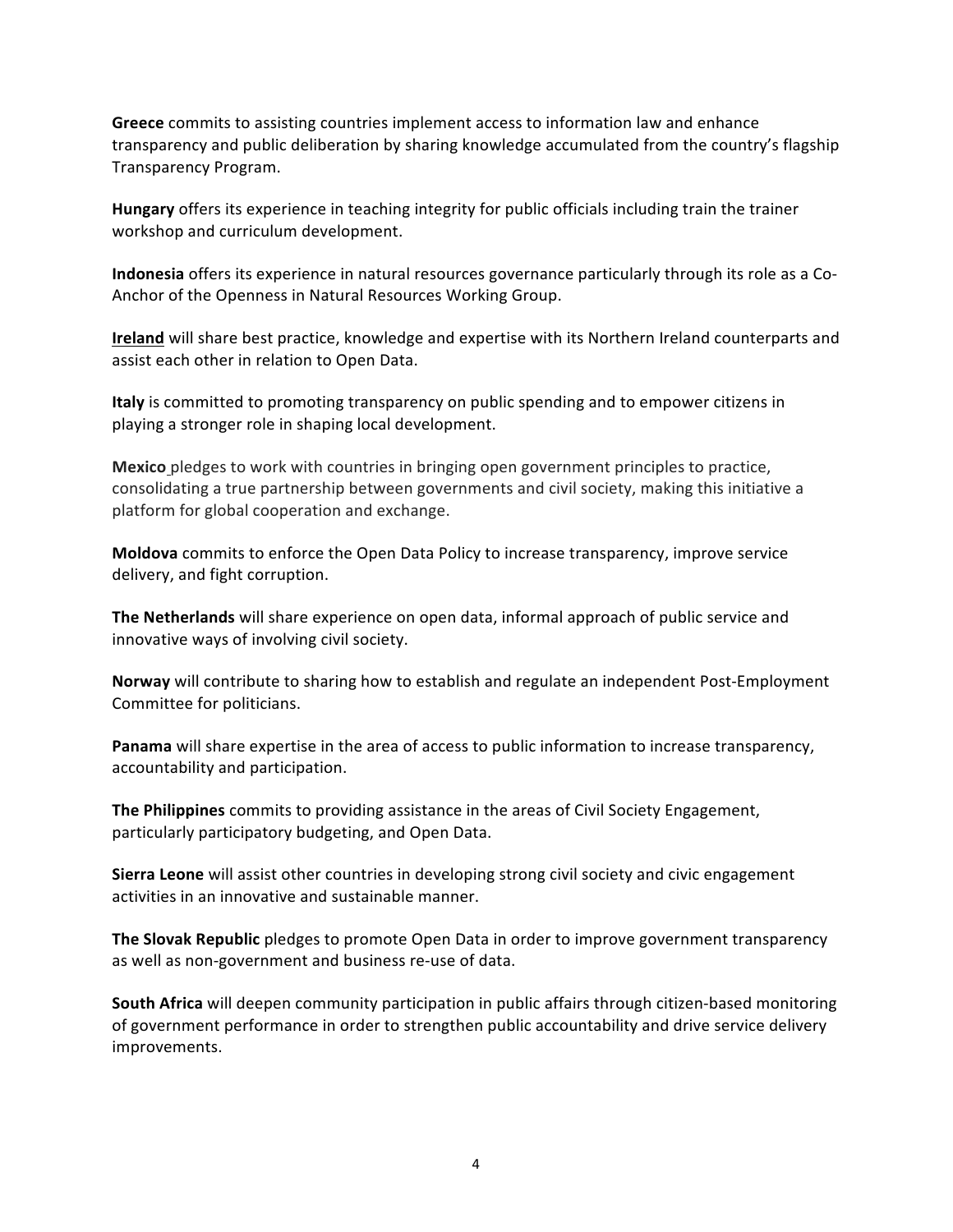**Greece** commits to assisting countries implement access to information law and enhance transparency and public deliberation by sharing knowledge accumulated from the country's flagship Transparency Program.

**Hungary** offers its experience in teaching integrity for public officials including train the trainer workshop and curriculum development.

**Indonesia** offers its experience in natural resources governance particularly through its role as a Co-Anchor of the Openness in Natural Resources Working Group.

**Ireland** will share best practice, knowledge and expertise with its Northern Ireland counterparts and assist each other in relation to Open Data.

**Italy** is committed to promoting transparency on public spending and to empower citizens in playing a stronger role in shaping local development.

**Mexico** pledges to work with countries in bringing open government principles to practice, consolidating a true partnership between governments and civil society, making this initiative a platform for global cooperation and exchange.

**Moldova** commits to enforce the Open Data Policy to increase transparency, improve service delivery, and fight corruption.

**The Netherlands** will share experience on open data, informal approach of public service and innovative ways of involving civil society.

**Norway** will contribute to sharing how to establish and regulate an independent Post-Employment Committee for politicians.

**Panama** will share expertise in the area of access to public information to increase transparency, accountability and participation.

**The Philippines** commits to providing assistance in the areas of Civil Society Engagement, particularly participatory budgeting, and Open Data.

**Sierra Leone** will assist other countries in developing strong civil society and civic engagement activities in an innovative and sustainable manner.

**The Slovak Republic** pledges to promote Open Data in order to improve government transparency as well as non-government and business re-use of data.

**South Africa** will deepen community participation in public affairs through citizen-based monitoring of government performance in order to strengthen public accountability and drive service delivery improvements.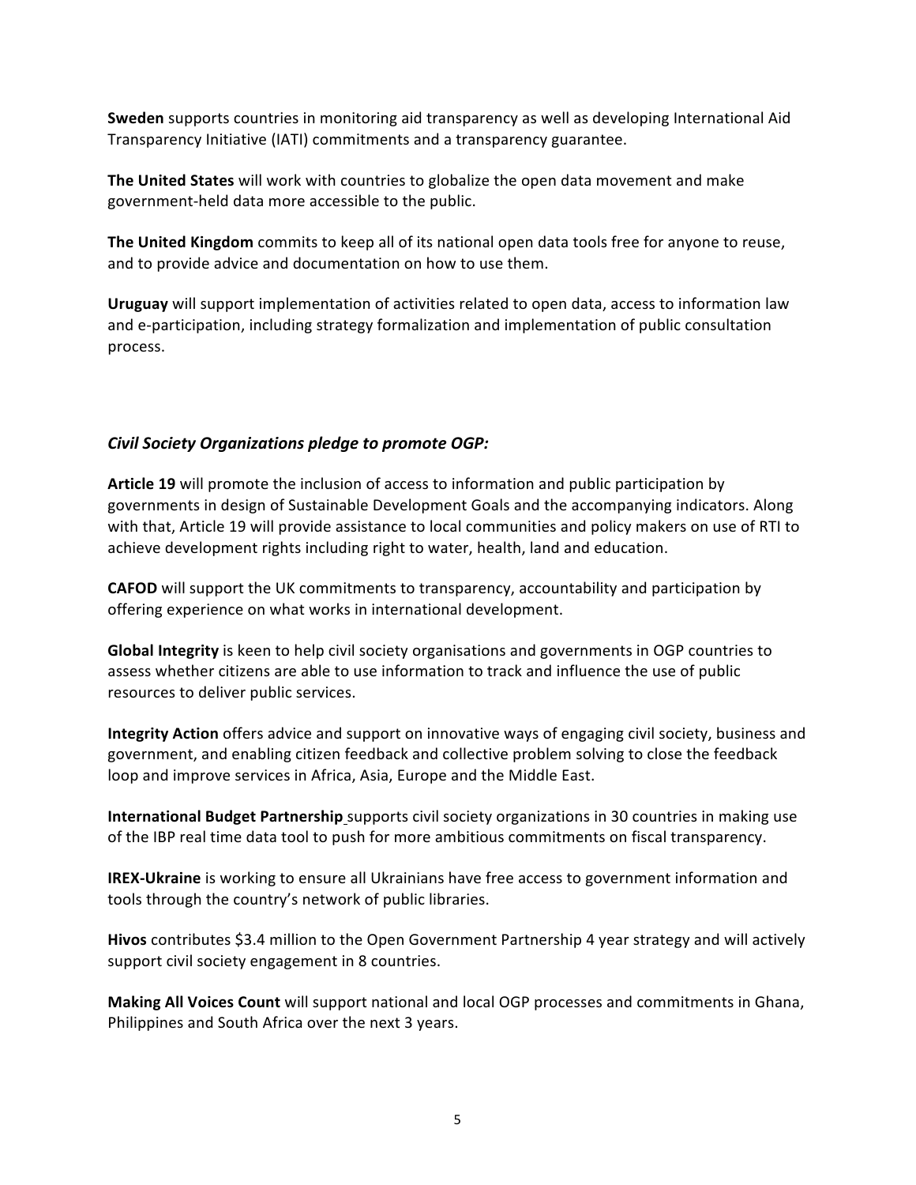**Sweden** supports countries in monitoring aid transparency as well as developing International Aid Transparency Initiative (IATI) commitments and a transparency guarantee.

**The United States** will work with countries to globalize the open data movement and make government-held data more accessible to the public.

**The United Kingdom** commits to keep all of its national open data tools free for anyone to reuse, and to provide advice and documentation on how to use them.

**Uruguay** will support implementation of activities related to open data, access to information law and e-participation, including strategy formalization and implementation of public consultation process.

### *Civil Society Organizations pledge to promote OGP:*

**Article 19** will promote the inclusion of access to information and public participation by governments in design of Sustainable Development Goals and the accompanying indicators. Along with that, Article 19 will provide assistance to local communities and policy makers on use of RTI to achieve development rights including right to water, health, land and education.

**CAFOD** will support the UK commitments to transparency, accountability and participation by offering experience on what works in international development.

**Global Integrity** is keen to help civil society organisations and governments in OGP countries to assess whether citizens are able to use information to track and influence the use of public resources to deliver public services.

**Integrity Action** offers advice and support on innovative ways of engaging civil society, business and government, and enabling citizen feedback and collective problem solving to close the feedback loop and improve services in Africa, Asia, Europe and the Middle East.

**International Budget Partnership** supports civil society organizations in 30 countries in making use of the IBP real time data tool to push for more ambitious commitments on fiscal transparency.

**IREX-Ukraine** is working to ensure all Ukrainians have free access to government information and tools through the country's network of public libraries.

**Hivos** contributes $3.4 million to the Open Government Partnership 4 year strategy and will actively support civil society engagement in 8 countries.

**Making All Voices Count** will support national and local OGP processes and commitments in Ghana, Philippines and South Africa over the next 3 years.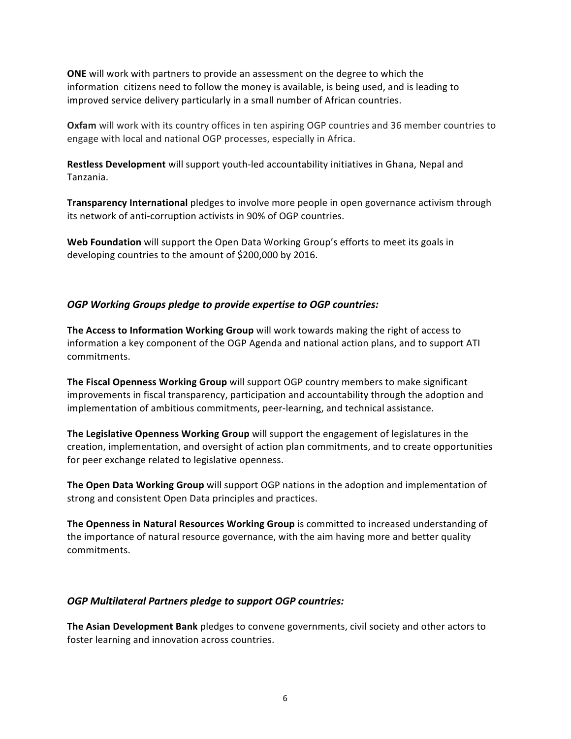**ONE** will work with partners to provide an assessment on the degree to which the information citizens need to follow the money is available, is being used, and is leading to improved service delivery particularly in a small number of African countries.

**Oxfam** will work with its country offices in ten aspiring OGP countries and 36 member countries to engage with local and national OGP processes, especially in Africa.

**Restless Development** will support youth-led accountability initiatives in Ghana, Nepal and Tanzania.

**Transparency International** pledges to involve more people in open governance activism through its network of anti-corruption activists in 90% of OGP countries.

**Web Foundation** will support the Open Data Working Group's efforts to meet its goals in developing countries to the amount of $200,000 by 2016.

***OGP Working Groups pledge to provide expertise to OGP countries:***

**The Access to Information Working Group** will work towards making the right of access to information a key component of the OGP Agenda and national action plans, and to support ATI commitments.

**The Fiscal Openness Working Group** will support OGP country members to make significant improvements in fiscal transparency, participation and accountability through the adoption and implementation of ambitious commitments, peer-learning, and technical assistance.

**The Legislative Openness Working Group** will support the engagement of legislatures in the creation, implementation, and oversight of action plan commitments, and to create opportunities for peer exchange related to legislative openness.

**The Open Data Working Group** will support OGP nations in the adoption and implementation of strong and consistent Open Data principles and practices.

**The Openness in Natural Resources Working Group** is committed to increased understanding of the importance of natural resource governance, with the aim having more and better quality commitments.

***OGP Multilateral Partners pledge to support OGP countries:***

**The Asian Development Bank** pledges to convene governments, civil society and other actors to foster learning and innovation across countries.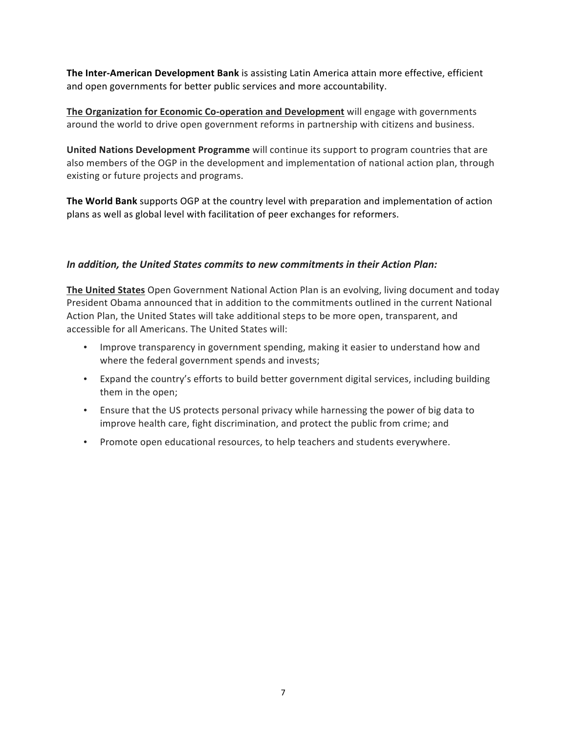**The Inter-American Development Bank** is assisting Latin America attain more effective, efficient and open governments for better public services and more accountability.

**The Organization for Economic Co-operation and Development** will engage with governments around the world to drive open government reforms in partnership with citizens and business.

**United Nations Development Programme** will continue its support to program countries that are also members of the OGP in the development and implementation of national action plan, through existing or future projects and programs.

**The World Bank** supports OGP at the country level with preparation and implementation of action plans as well as global level with facilitation of peer exchanges for reformers.

***In addition, the United States commits to new commitments in their Action Plan:***

**The United States** Open Government National Action Plan is an evolving, living document and today President Obama announced that in addition to the commitments outlined in the current National Action Plan, the United States will take additional steps to be more open, transparent, and accessible for all Americans. The United States will:

- Improve transparency in government spending, making it easier to understand how and where the federal government spends and invests;
- Expand the country's efforts to build better government digital services, including building them in the open;
- Ensure that the US protects personal privacy while harnessing the power of big data to improve health care, fight discrimination, and protect the public from crime; and
- Promote open educational resources, to help teachers and students everywhere.